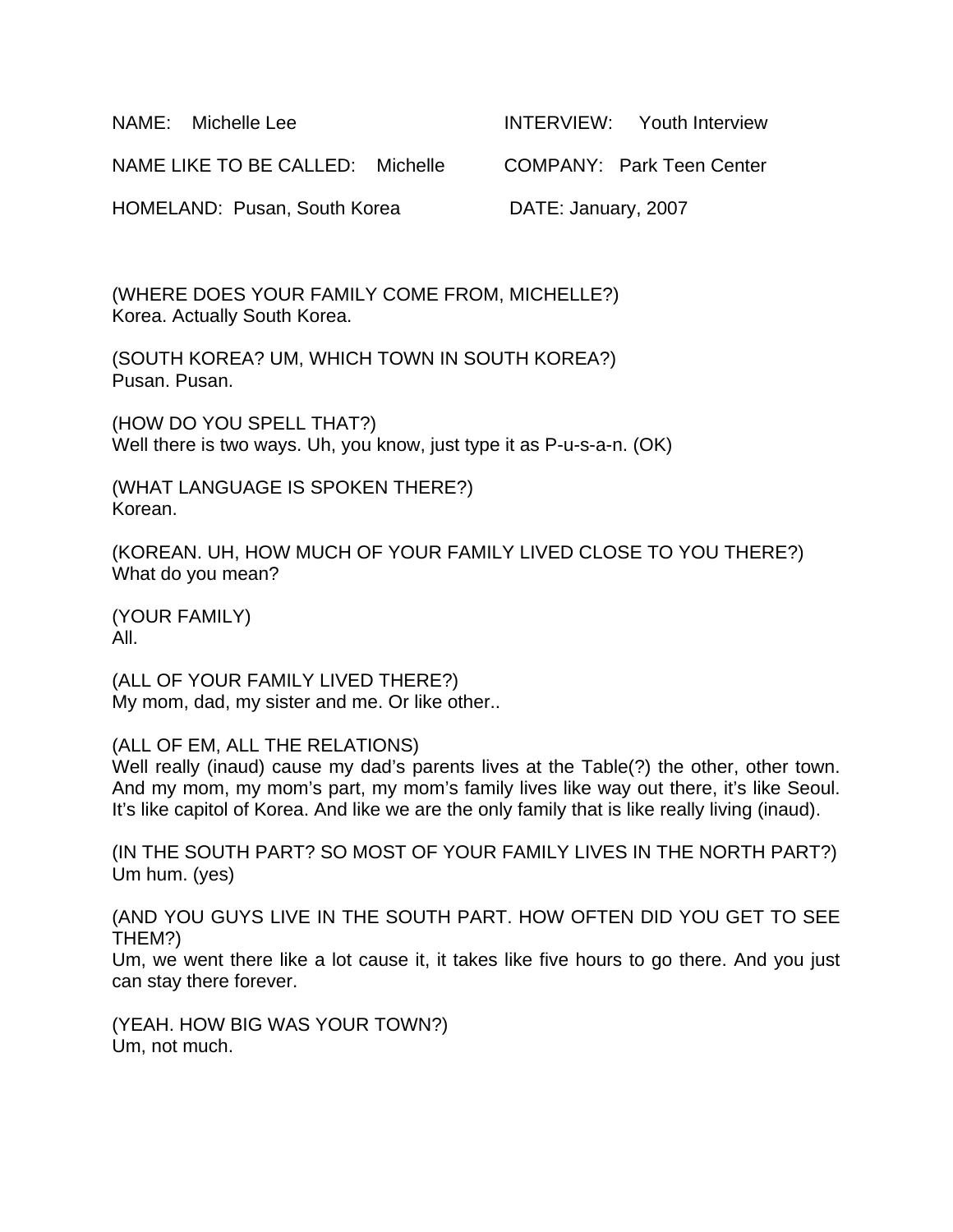NAME: Michelle Lee

INTERVIEW: Youth Interview

NAME LIKE TO BE CALLED: Michelle

COMPANY: Park Teen Center

HOMELAND: Pusan, South Korea

DATE: January, 2007

(WHERE DOES YOUR FAMILY COME FROM, MICHELLE?)
Korea. Actually South Korea.

(SOUTH KOREA? UM, WHICH TOWN IN SOUTH KOREA?)
Pusan. Pusan.

(HOW DO YOU SPELL THAT?)
Well there is two ways. Uh, you know, just type it as P-u-s-a-n. (OK)

(WHAT LANGUAGE IS SPOKEN THERE?)
Korean.

(KOREAN. UH, HOW MUCH OF YOUR FAMILY LIVED CLOSE TO YOU THERE?)
What do you mean?

(YOUR FAMILY)
All.

(ALL OF YOUR FAMILY LIVED THERE?)
My mom, dad, my sister and me. Or like other..

(ALL OF EM, ALL THE RELATIONS)
Well really (inaud) cause my dad's parents lives at the Table(?) the other, other town. And my mom, my mom's part, my mom's family lives like way out there, it's like Seoul. It's like capitol of Korea. And like we are the only family that is like really living (inaud).

(IN THE SOUTH PART? SO MOST OF YOUR FAMILY LIVES IN THE NORTH PART?)
Um hum. (yes)

(AND YOU GUYS LIVE IN THE SOUTH PART. HOW OFTEN DID YOU GET TO SEE THEM?)
Um, we went there like a lot cause it, it takes like five hours to go there. And you just can stay there forever.

(YEAH. HOW BIG WAS YOUR TOWN?)
Um, not much.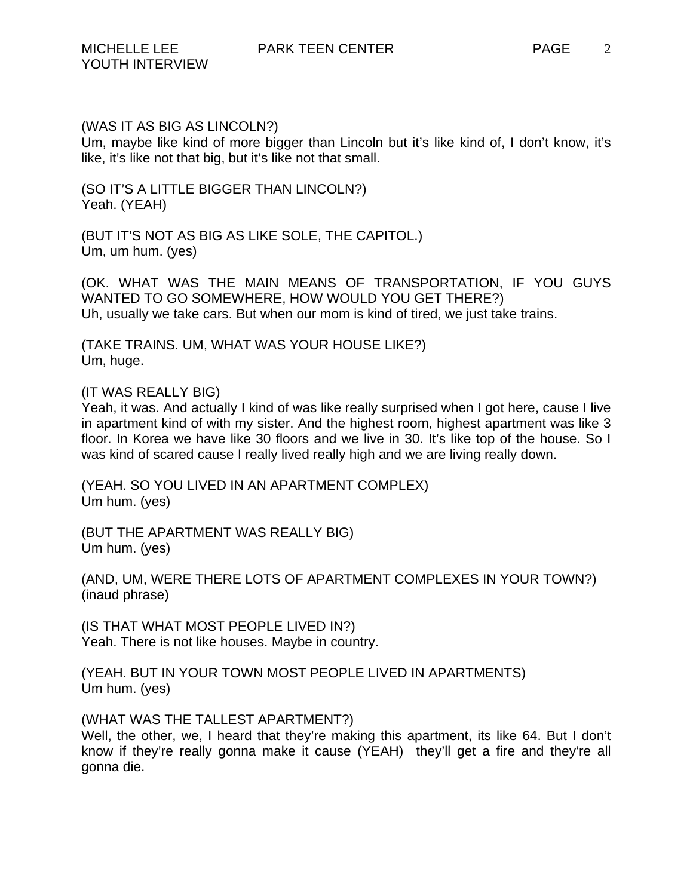(WAS IT AS BIG AS LINCOLN?)
Um, maybe like kind of more bigger than Lincoln but it's like kind of, I don't know, it's like, it's like not that big, but it's like not that small.

(SO IT'S A LITTLE BIGGER THAN LINCOLN?)
Yeah. (YEAH)

(BUT IT'S NOT AS BIG AS LIKE SOLE, THE CAPITOL.)
Um, um hum. (yes)

(OK. WHAT WAS THE MAIN MEANS OF TRANSPORTATION, IF YOU GUYS WANTED TO GO SOMEWHERE, HOW WOULD YOU GET THERE?)
Uh, usually we take cars. But when our mom is kind of tired, we just take trains.

(TAKE TRAINS. UM, WHAT WAS YOUR HOUSE LIKE?)
Um, huge.

(IT WAS REALLY BIG)
Yeah, it was. And actually I kind of was like really surprised when I got here, cause I live in apartment kind of with my sister. And the highest room, highest apartment was like 3 floor. In Korea we have like 30 floors and we live in 30. It's like top of the house. So I was kind of scared cause I really lived really high and we are living really down.

(YEAH. SO YOU LIVED IN AN APARTMENT COMPLEX)
Um hum. (yes)

(BUT THE APARTMENT WAS REALLY BIG)
Um hum. (yes)

(AND, UM, WERE THERE LOTS OF APARTMENT COMPLEXES IN YOUR TOWN?)
(inaud phrase)

(IS THAT WHAT MOST PEOPLE LIVED IN?)
Yeah. There is not like houses. Maybe in country.

(YEAH. BUT IN YOUR TOWN MOST PEOPLE LIVED IN APARTMENTS)
Um hum. (yes)

(WHAT WAS THE TALLEST APARTMENT?)
Well, the other, we, I heard that they're making this apartment, its like 64. But I don't know if they're really gonna make it cause (YEAH) they'll get a fire and they're all gonna die.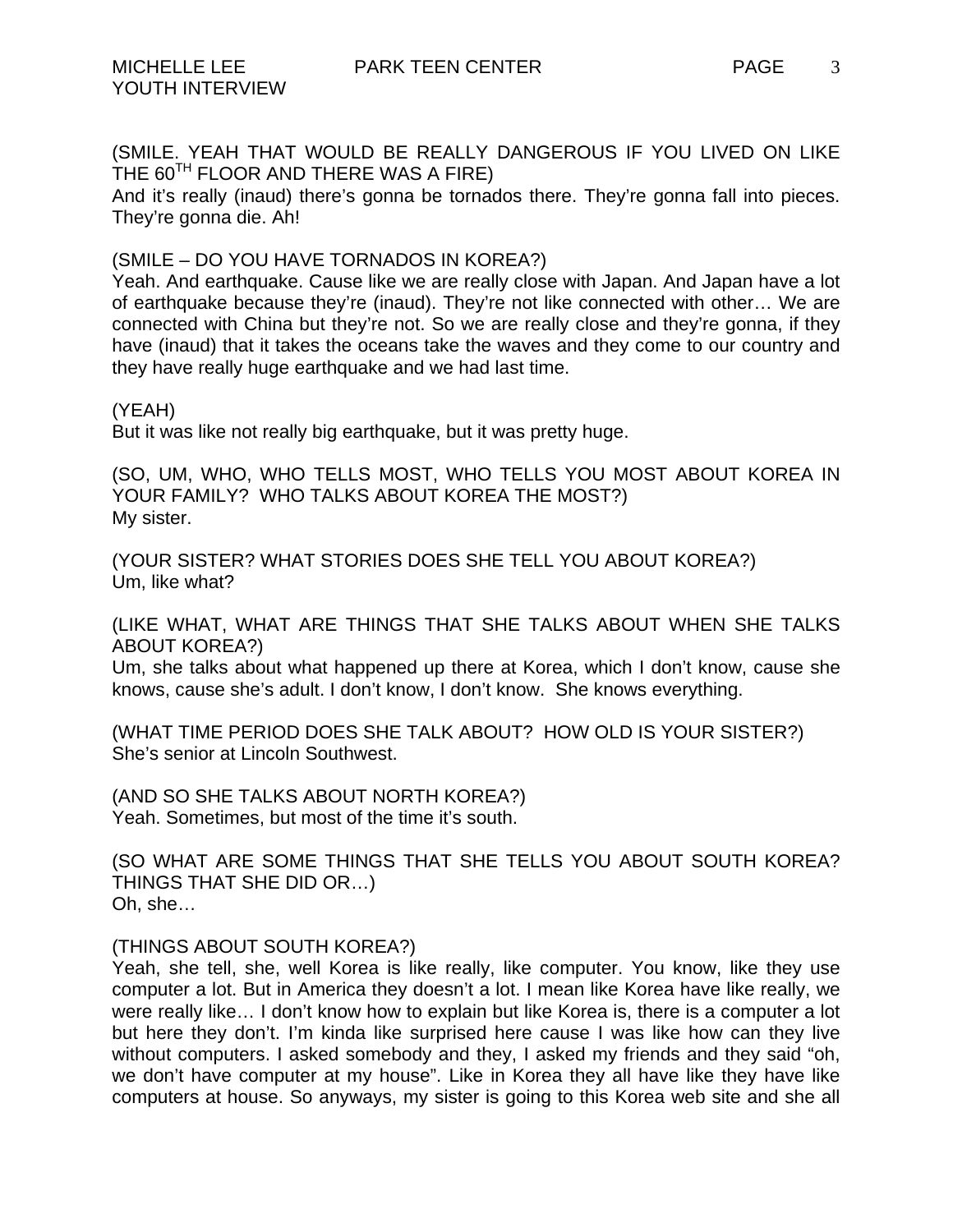(SMILE. YEAH THAT WOULD BE REALLY DANGEROUS IF YOU LIVED ON LIKE THE $60^{TH}$ FLOOR AND THERE WAS A FIRE)

And it's really (inaud) there's gonna be tornados there. They're gonna fall into pieces. They're gonna die. Ah!

(SMILE – DO YOU HAVE TORNADOS IN KOREA?)

Yeah. And earthquake. Cause like we are really close with Japan. And Japan have a lot of earthquake because they're (inaud). They're not like connected with other… We are connected with China but they're not. So we are really close and they're gonna, if they have (inaud) that it takes the oceans take the waves and they come to our country and they have really huge earthquake and we had last time.

(YEAH)

But it was like not really big earthquake, but it was pretty huge.

(SO, UM, WHO, WHO TELLS MOST, WHO TELLS YOU MOST ABOUT KOREA IN YOUR FAMILY? WHO TALKS ABOUT KOREA THE MOST?)

My sister.

(YOUR SISTER? WHAT STORIES DOES SHE TELL YOU ABOUT KOREA?)

Um, like what?

(LIKE WHAT, WHAT ARE THINGS THAT SHE TALKS ABOUT WHEN SHE TALKS ABOUT KOREA?)

Um, she talks about what happened up there at Korea, which I don't know, cause she knows, cause she's adult. I don't know, I don't know. She knows everything.

(WHAT TIME PERIOD DOES SHE TALK ABOUT? HOW OLD IS YOUR SISTER?)

She's senior at Lincoln Southwest.

(AND SO SHE TALKS ABOUT NORTH KOREA?)

Yeah. Sometimes, but most of the time it's south.

(SO WHAT ARE SOME THINGS THAT SHE TELLS YOU ABOUT SOUTH KOREA? THINGS THAT SHE DID OR…)

Oh, she…

(THINGS ABOUT SOUTH KOREA?)

Yeah, she tell, she, well Korea is like really, like computer. You know, like they use computer a lot. But in America they doesn't a lot. I mean like Korea have like really, we were really like… I don't know how to explain but like Korea is, there is a computer a lot but here they don't. I'm kinda like surprised here cause I was like how can they live without computers. I asked somebody and they, I asked my friends and they said "oh, we don't have computer at my house". Like in Korea they all have like they have like computers at house. So anyways, my sister is going to this Korea web site and she all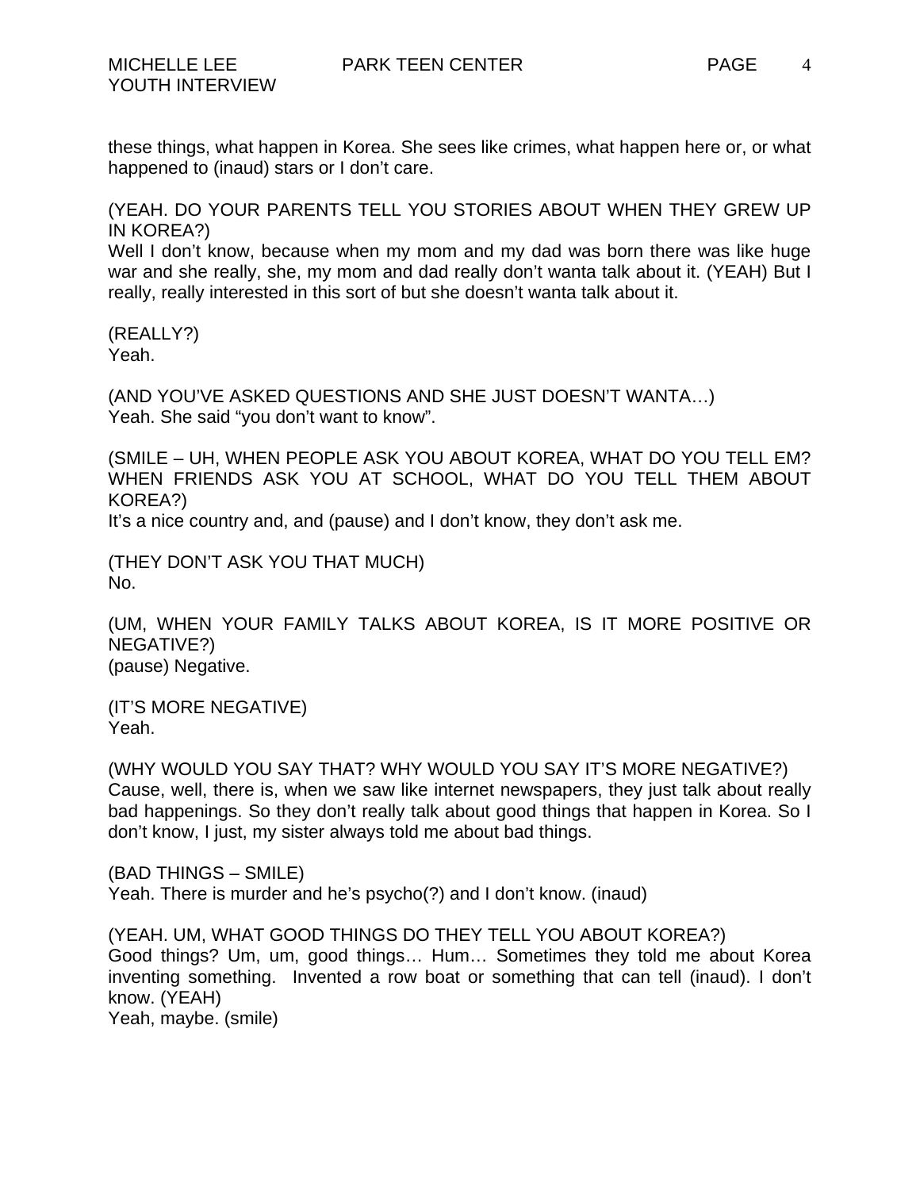these things, what happen in Korea. She sees like crimes, what happen here or, or what happened to (inaud) stars or I don't care.

(YEAH. DO YOUR PARENTS TELL YOU STORIES ABOUT WHEN THEY GREW UP IN KOREA?)
Well I don't know, because when my mom and my dad was born there was like huge war and she really, she, my mom and dad really don't wanta talk about it. (YEAH) But I really, really interested in this sort of but she doesn't wanta talk about it.

(REALLY?)
Yeah.

(AND YOU'VE ASKED QUESTIONS AND SHE JUST DOESN'T WANTA…)
Yeah. She said "you don't want to know".

(SMILE – UH, WHEN PEOPLE ASK YOU ABOUT KOREA, WHAT DO YOU TELL EM? WHEN FRIENDS ASK YOU AT SCHOOL, WHAT DO YOU TELL THEM ABOUT KOREA?)
It's a nice country and, and (pause) and I don't know, they don't ask me.

(THEY DON'T ASK YOU THAT MUCH)
No.

(UM, WHEN YOUR FAMILY TALKS ABOUT KOREA, IS IT MORE POSITIVE OR NEGATIVE?)
(pause) Negative.

(IT'S MORE NEGATIVE)
Yeah.

(WHY WOULD YOU SAY THAT? WHY WOULD YOU SAY IT'S MORE NEGATIVE?)
Cause, well, there is, when we saw like internet newspapers, they just talk about really bad happenings. So they don't really talk about good things that happen in Korea. So I don't know, I just, my sister always told me about bad things.

(BAD THINGS – SMILE)
Yeah. There is murder and he's psycho(?) and I don't know. (inaud)

(YEAH. UM, WHAT GOOD THINGS DO THEY TELL YOU ABOUT KOREA?)
Good things? Um, um, good things… Hum… Sometimes they told me about Korea inventing something. Invented a row boat or something that can tell (inaud). I don't know. (YEAH)
Yeah, maybe. (smile)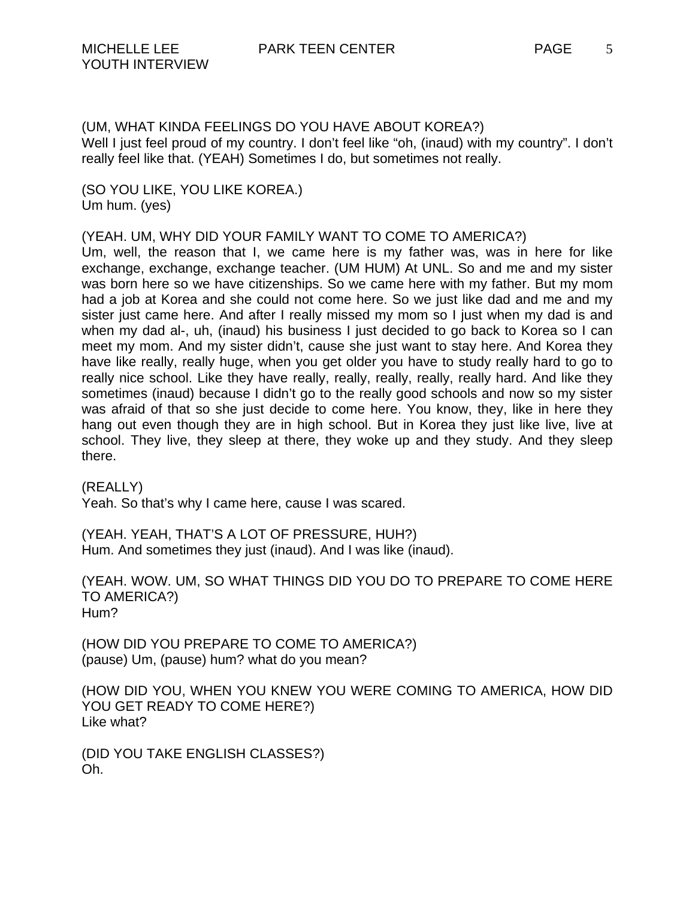(UM, WHAT KINDA FEELINGS DO YOU HAVE ABOUT KOREA?)
Well I just feel proud of my country. I don't feel like "oh, (inaud) with my country". I don't really feel like that. (YEAH) Sometimes I do, but sometimes not really.

(SO YOU LIKE, YOU LIKE KOREA.)
Um hum. (yes)

(YEAH. UM, WHY DID YOUR FAMILY WANT TO COME TO AMERICA?)
Um, well, the reason that I, we came here is my father was, was in here for like exchange, exchange, exchange teacher. (UM HUM) At UNL. So and me and my sister was born here so we have citizenships. So we came here with my father. But my mom had a job at Korea and she could not come here. So we just like dad and me and my sister just came here. And after I really missed my mom so I just when my dad is and when my dad al-, uh, (inaud) his business I just decided to go back to Korea so I can meet my mom. And my sister didn't, cause she just want to stay here. And Korea they have like really, really huge, when you get older you have to study really hard to go to really nice school. Like they have really, really, really, really, really hard. And like they sometimes (inaud) because I didn't go to the really good schools and now so my sister was afraid of that so she just decide to come here. You know, they, like in here they hang out even though they are in high school. But in Korea they just like live, live at school. They live, they sleep at there, they woke up and they study. And they sleep there.

(REALLY)
Yeah. So that's why I came here, cause I was scared.

(YEAH. YEAH, THAT'S A LOT OF PRESSURE, HUH?)
Hum. And sometimes they just (inaud). And I was like (inaud).

(YEAH. WOW. UM, SO WHAT THINGS DID YOU DO TO PREPARE TO COME HERE TO AMERICA?)
Hum?

(HOW DID YOU PREPARE TO COME TO AMERICA?)
(pause) Um, (pause) hum? what do you mean?

(HOW DID YOU, WHEN YOU KNEW YOU WERE COMING TO AMERICA, HOW DID YOU GET READY TO COME HERE?)
Like what?

(DID YOU TAKE ENGLISH CLASSES?)
Oh.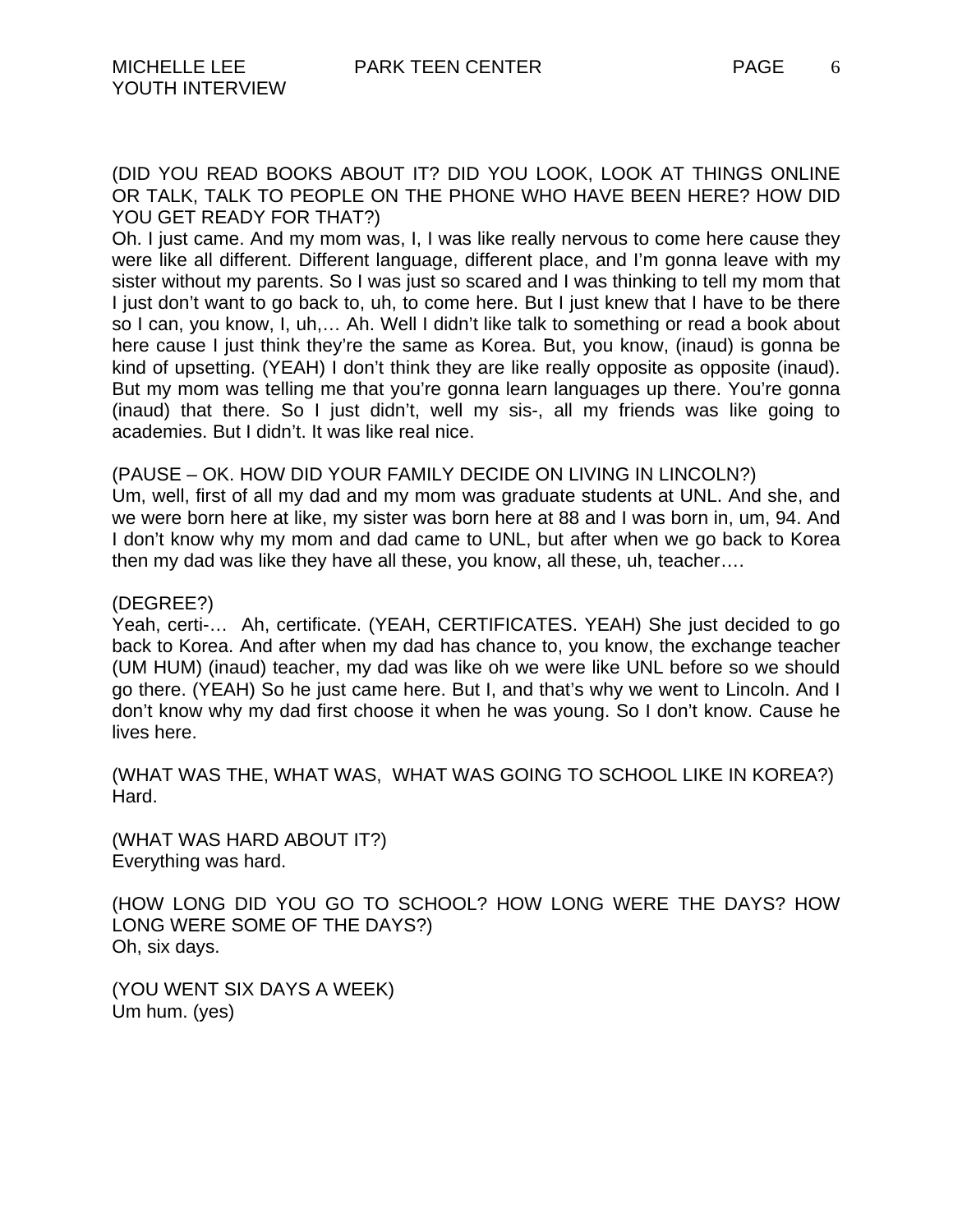(DID YOU READ BOOKS ABOUT IT? DID YOU LOOK, LOOK AT THINGS ONLINE OR TALK, TALK TO PEOPLE ON THE PHONE WHO HAVE BEEN HERE? HOW DID YOU GET READY FOR THAT?)
Oh. I just came. And my mom was, I, I was like really nervous to come here cause they were like all different. Different language, different place, and I'm gonna leave with my sister without my parents. So I was just so scared and I was thinking to tell my mom that I just don't want to go back to, uh, to come here. But I just knew that I have to be there so I can, you know, I, uh,… Ah. Well I didn't like talk to something or read a book about here cause I just think they're the same as Korea. But, you know, (inaud) is gonna be kind of upsetting. (YEAH) I don't think they are like really opposite as opposite (inaud). But my mom was telling me that you're gonna learn languages up there. You're gonna (inaud) that there. So I just didn't, well my sis-, all my friends was like going to academies. But I didn't. It was like real nice.

(PAUSE – OK. HOW DID YOUR FAMILY DECIDE ON LIVING IN LINCOLN?)
Um, well, first of all my dad and my mom was graduate students at UNL. And she, and we were born here at like, my sister was born here at 88 and I was born in, um, 94. And I don't know why my mom and dad came to UNL, but after when we go back to Korea then my dad was like they have all these, you know, all these, uh, teacher….

(DEGREE?)
Yeah, certi-… Ah, certificate. (YEAH, CERTIFICATES. YEAH) She just decided to go back to Korea. And after when my dad has chance to, you know, the exchange teacher (UM HUM) (inaud) teacher, my dad was like oh we were like UNL before so we should go there. (YEAH) So he just came here. But I, and that's why we went to Lincoln. And I don't know why my dad first choose it when he was young. So I don't know. Cause he lives here.

(WHAT WAS THE, WHAT WAS, WHAT WAS GOING TO SCHOOL LIKE IN KOREA?)
Hard.

(WHAT WAS HARD ABOUT IT?)
Everything was hard.

(HOW LONG DID YOU GO TO SCHOOL? HOW LONG WERE THE DAYS? HOW LONG WERE SOME OF THE DAYS?)
Oh, six days.

(YOU WENT SIX DAYS A WEEK)
Um hum. (yes)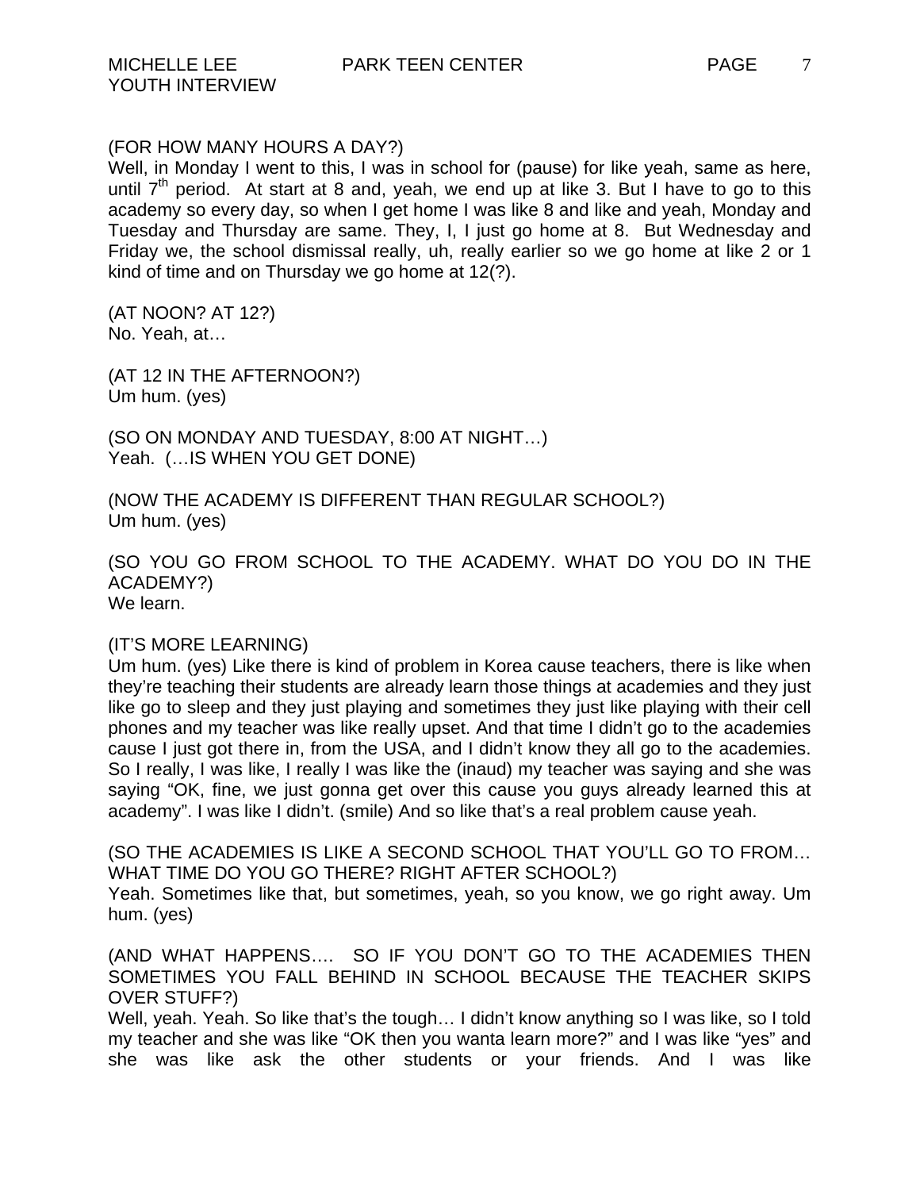(FOR HOW MANY HOURS A DAY?)
Well, in Monday I went to this, I was in school for (pause) for like yeah, same as here, until 7th period. At start at 8 and, yeah, we end up at like 3. But I have to go to this academy so every day, so when I get home I was like 8 and like and yeah, Monday and Tuesday and Thursday are same. They, I, I just go home at 8. But Wednesday and Friday we, the school dismissal really, uh, really earlier so we go home at like 2 or 1 kind of time and on Thursday we go home at 12(?).

(AT NOON? AT 12?)
No. Yeah, at…

(AT 12 IN THE AFTERNOON?)
Um hum. (yes)

(SO ON MONDAY AND TUESDAY, 8:00 AT NIGHT…)
Yeah. (…IS WHEN YOU GET DONE)

(NOW THE ACADEMY IS DIFFERENT THAN REGULAR SCHOOL?)
Um hum. (yes)

(SO YOU GO FROM SCHOOL TO THE ACADEMY. WHAT DO YOU DO IN THE ACADEMY?)
We learn.

(IT'S MORE LEARNING)
Um hum. (yes) Like there is kind of problem in Korea cause teachers, there is like when they're teaching their students are already learn those things at academies and they just like go to sleep and they just playing and sometimes they just like playing with their cell phones and my teacher was like really upset. And that time I didn't go to the academies cause I just got there in, from the USA, and I didn't know they all go to the academies. So I really, I was like, I really I was like the (inaud) my teacher was saying and she was saying "OK, fine, we just gonna get over this cause you guys already learned this at academy". I was like I didn't. (smile) And so like that's a real problem cause yeah.

(SO THE ACADEMIES IS LIKE A SECOND SCHOOL THAT YOU'LL GO TO FROM… WHAT TIME DO YOU GO THERE? RIGHT AFTER SCHOOL?)
Yeah. Sometimes like that, but sometimes, yeah, so you know, we go right away. Um hum. (yes)

(AND WHAT HAPPENS…. SO IF YOU DON'T GO TO THE ACADEMIES THEN SOMETIMES YOU FALL BEHIND IN SCHOOL BECAUSE THE TEACHER SKIPS OVER STUFF?)
Well, yeah. Yeah. So like that's the tough… I didn't know anything so I was like, so I told my teacher and she was like "OK then you wanta learn more?" and I was like "yes" and she was like ask the other students or your friends. And I was like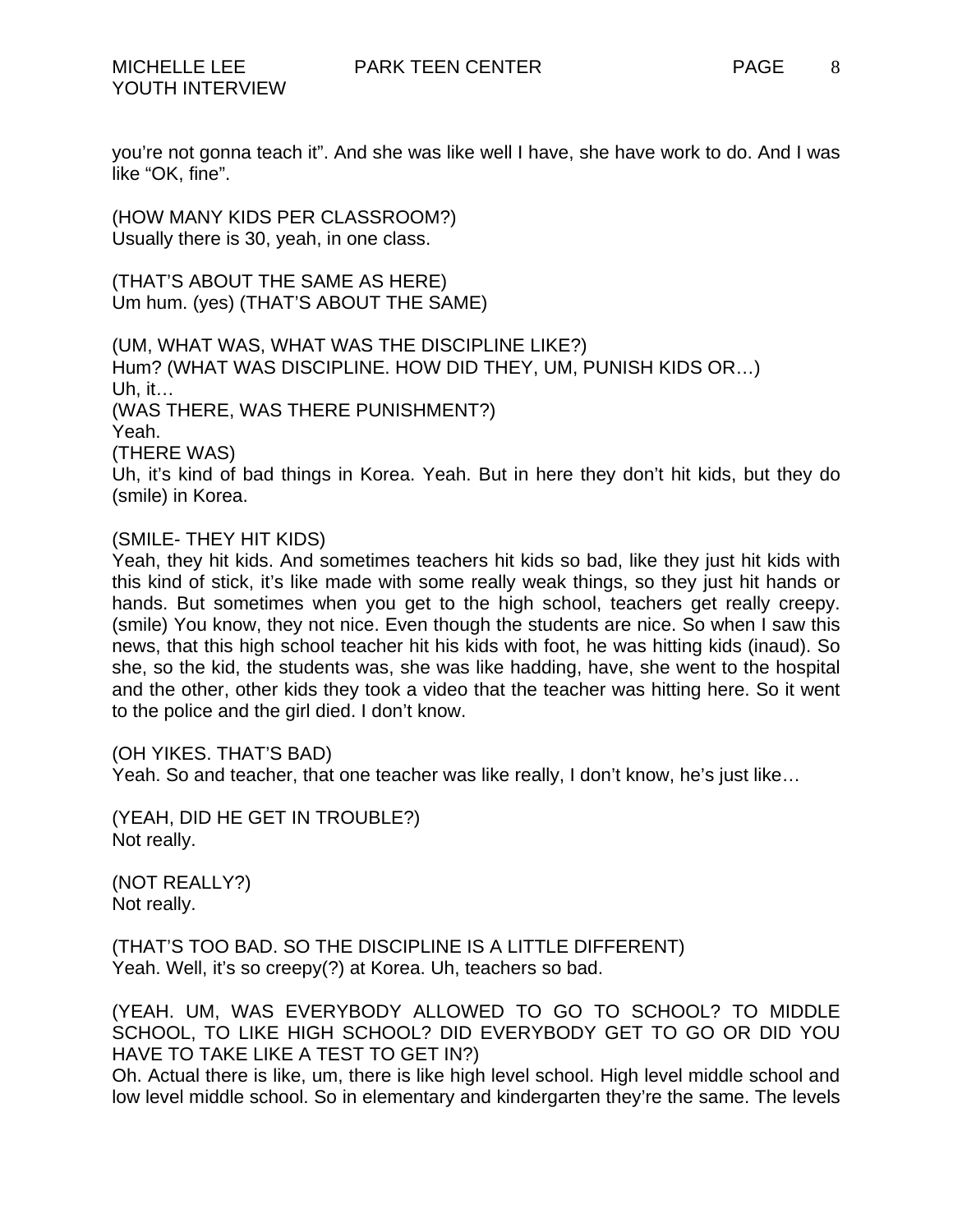you're not gonna teach it". And she was like well I have, she have work to do. And I was like "OK, fine".

(HOW MANY KIDS PER CLASSROOM?)
Usually there is 30, yeah, in one class.

(THAT'S ABOUT THE SAME AS HERE)
Um hum. (yes) (THAT'S ABOUT THE SAME)

(UM, WHAT WAS, WHAT WAS THE DISCIPLINE LIKE?)
Hum? (WHAT WAS DISCIPLINE. HOW DID THEY, UM, PUNISH KIDS OR…)
Uh, it…
(WAS THERE, WAS THERE PUNISHMENT?)
Yeah.
(THERE WAS)
Uh, it's kind of bad things in Korea. Yeah. But in here they don't hit kids, but they do (smile) in Korea.

(SMILE- THEY HIT KIDS)
Yeah, they hit kids. And sometimes teachers hit kids so bad, like they just hit kids with this kind of stick, it's like made with some really weak things, so they just hit hands or hands. But sometimes when you get to the high school, teachers get really creepy. (smile) You know, they not nice. Even though the students are nice. So when I saw this news, that this high school teacher hit his kids with foot, he was hitting kids (inaud). So she, so the kid, the students was, she was like hadding, have, she went to the hospital and the other, other kids they took a video that the teacher was hitting here. So it went to the police and the girl died. I don't know.

(OH YIKES. THAT'S BAD)
Yeah. So and teacher, that one teacher was like really, I don't know, he's just like…

(YEAH, DID HE GET IN TROUBLE?)
Not really.

(NOT REALLY?)
Not really.

(THAT'S TOO BAD. SO THE DISCIPLINE IS A LITTLE DIFFERENT)
Yeah. Well, it's so creepy(?) at Korea. Uh, teachers so bad.

(YEAH. UM, WAS EVERYBODY ALLOWED TO GO TO SCHOOL? TO MIDDLE SCHOOL, TO LIKE HIGH SCHOOL? DID EVERYBODY GET TO GO OR DID YOU HAVE TO TAKE LIKE A TEST TO GET IN?)
Oh. Actual there is like, um, there is like high level school. High level middle school and low level middle school. So in elementary and kindergarten they're the same. The levels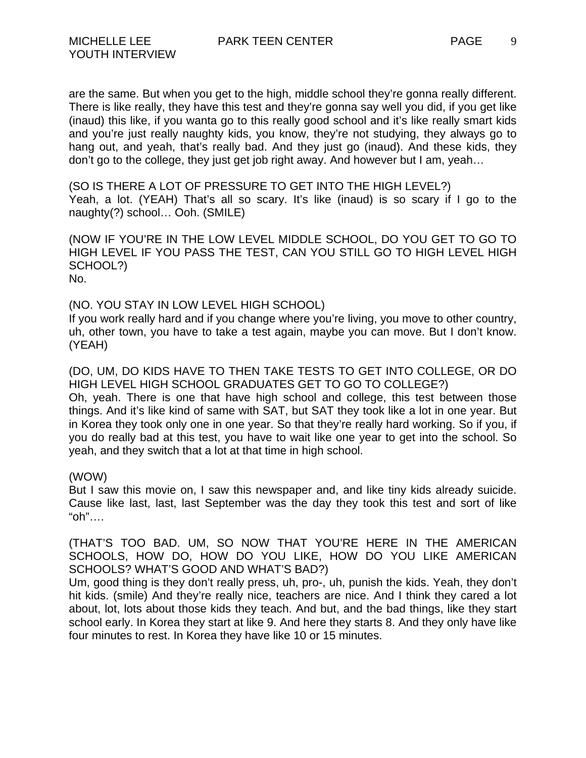are the same. But when you get to the high, middle school they're gonna really different. There is like really, they have this test and they're gonna say well you did, if you get like (inaud) this like, if you wanta go to this really good school and it's like really smart kids and you're just really naughty kids, you know, they're not studying, they always go to hang out, and yeah, that's really bad. And they just go (inaud). And these kids, they don't go to the college, they just get job right away. And however but I am, yeah…

(SO IS THERE A LOT OF PRESSURE TO GET INTO THE HIGH LEVEL?)
Yeah, a lot. (YEAH) That's all so scary. It's like (inaud) is so scary if I go to the naughty(?) school… Ooh. (SMILE)

(NOW IF YOU'RE IN THE LOW LEVEL MIDDLE SCHOOL, DO YOU GET TO GO TO HIGH LEVEL IF YOU PASS THE TEST, CAN YOU STILL GO TO HIGH LEVEL HIGH SCHOOL?)
No.

(NO. YOU STAY IN LOW LEVEL HIGH SCHOOL)
If you work really hard and if you change where you're living, you move to other country, uh, other town, you have to take a test again, maybe you can move. But I don't know. (YEAH)

(DO, UM, DO KIDS HAVE TO THEN TAKE TESTS TO GET INTO COLLEGE, OR DO HIGH LEVEL HIGH SCHOOL GRADUATES GET TO GO TO COLLEGE?)
Oh, yeah. There is one that have high school and college, this test between those things. And it's like kind of same with SAT, but SAT they took like a lot in one year. But in Korea they took only one in one year. So that they're really hard working. So if you, if you do really bad at this test, you have to wait like one year to get into the school. So yeah, and they switch that a lot at that time in high school.

(WOW)
But I saw this movie on, I saw this newspaper and, and like tiny kids already suicide. Cause like last, last, last September was the day they took this test and sort of like "oh"….

(THAT'S TOO BAD. UM, SO NOW THAT YOU'RE HERE IN THE AMERICAN SCHOOLS, HOW DO, HOW DO YOU LIKE, HOW DO YOU LIKE AMERICAN SCHOOLS? WHAT'S GOOD AND WHAT'S BAD?)
Um, good thing is they don't really press, uh, pro-, uh, punish the kids. Yeah, they don't hit kids. (smile) And they're really nice, teachers are nice. And I think they cared a lot about, lot, lots about those kids they teach. And but, and the bad things, like they start school early. In Korea they start at like 9. And here they starts 8. And they only have like four minutes to rest. In Korea they have like 10 or 15 minutes.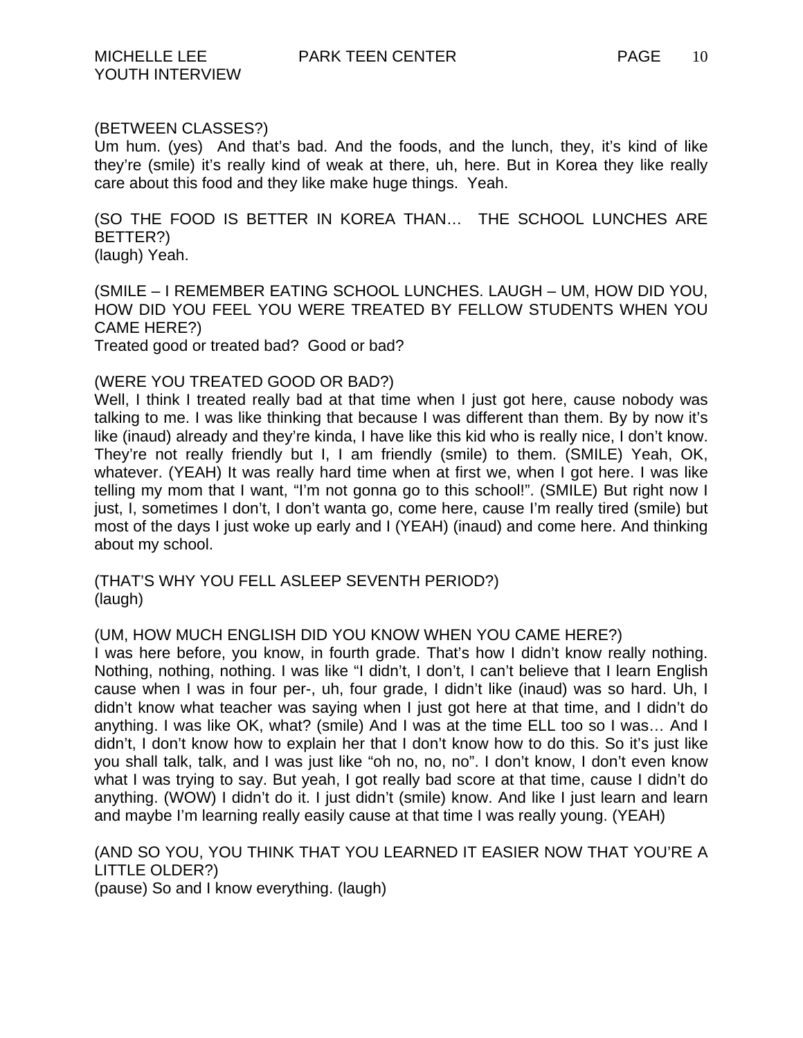(BETWEEN CLASSES?)
Um hum. (yes) And that's bad. And the foods, and the lunch, they, it's kind of like they're (smile) it's really kind of weak at there, uh, here. But in Korea they like really care about this food and they like make huge things. Yeah.

(SO THE FOOD IS BETTER IN KOREA THAN… THE SCHOOL LUNCHES ARE BETTER?)
(laugh) Yeah.

(SMILE – I REMEMBER EATING SCHOOL LUNCHES. LAUGH – UM, HOW DID YOU, HOW DID YOU FEEL YOU WERE TREATED BY FELLOW STUDENTS WHEN YOU CAME HERE?)
Treated good or treated bad? Good or bad?

(WERE YOU TREATED GOOD OR BAD?)
Well, I think I treated really bad at that time when I just got here, cause nobody was talking to me. I was like thinking that because I was different than them. By by now it's like (inaud) already and they're kinda, I have like this kid who is really nice, I don't know. They're not really friendly but I, I am friendly (smile) to them. (SMILE) Yeah, OK, whatever. (YEAH) It was really hard time when at first we, when I got here. I was like telling my mom that I want, "I'm not gonna go to this school!". (SMILE) But right now I just, I, sometimes I don't, I don't wanta go, come here, cause I'm really tired (smile) but most of the days I just woke up early and I (YEAH) (inaud) and come here. And thinking about my school.

(THAT'S WHY YOU FELL ASLEEP SEVENTH PERIOD?)
(laugh)

(UM, HOW MUCH ENGLISH DID YOU KNOW WHEN YOU CAME HERE?)
I was here before, you know, in fourth grade. That's how I didn't know really nothing. Nothing, nothing, nothing. I was like "I didn't, I don't, I can't believe that I learn English cause when I was in four per-, uh, four grade, I didn't like (inaud) was so hard. Uh, I didn't know what teacher was saying when I just got here at that time, and I didn't do anything. I was like OK, what? (smile) And I was at the time ELL too so I was… And I didn't, I don't know how to explain her that I don't know how to do this. So it's just like you shall talk, talk, and I was just like "oh no, no, no". I don't know, I don't even know what I was trying to say. But yeah, I got really bad score at that time, cause I didn't do anything. (WOW) I didn't do it. I just didn't (smile) know. And like I just learn and learn and maybe I'm learning really easily cause at that time I was really young. (YEAH)

(AND SO YOU, YOU THINK THAT YOU LEARNED IT EASIER NOW THAT YOU'RE A LITTLE OLDER?)
(pause) So and I know everything. (laugh)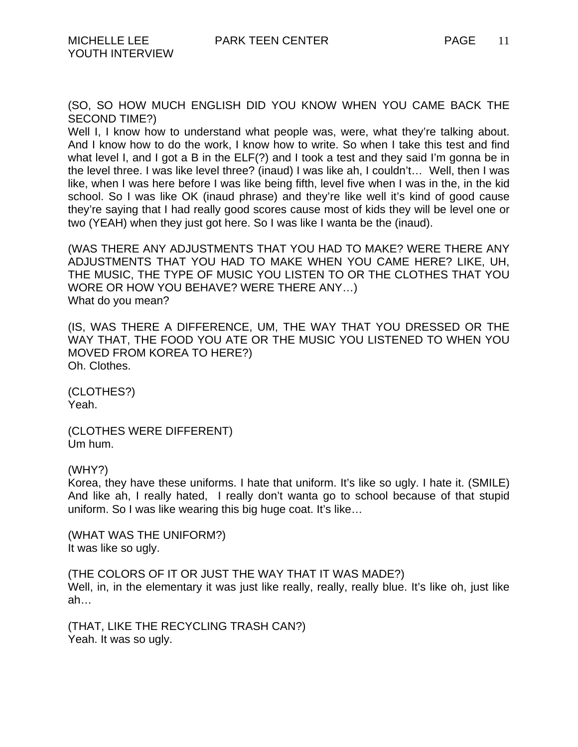(SO, SO HOW MUCH ENGLISH DID YOU KNOW WHEN YOU CAME BACK THE SECOND TIME?)
Well I, I know how to understand what people was, were, what they're talking about. And I know how to do the work, I know how to write. So when I take this test and find what level I, and I got a B in the ELF(?) and I took a test and they said I'm gonna be in the level three. I was like level three? (inaud) I was like ah, I couldn't… Well, then I was like, when I was here before I was like being fifth, level five when I was in the, in the kid school. So I was like OK (inaud phrase) and they're like well it's kind of good cause they're saying that I had really good scores cause most of kids they will be level one or two (YEAH) when they just got here. So I was like I wanta be the (inaud).

(WAS THERE ANY ADJUSTMENTS THAT YOU HAD TO MAKE? WERE THERE ANY ADJUSTMENTS THAT YOU HAD TO MAKE WHEN YOU CAME HERE? LIKE, UH, THE MUSIC, THE TYPE OF MUSIC YOU LISTEN TO OR THE CLOTHES THAT YOU WORE OR HOW YOU BEHAVE? WERE THERE ANY…)
What do you mean?

(IS, WAS THERE A DIFFERENCE, UM, THE WAY THAT YOU DRESSED OR THE WAY THAT, THE FOOD YOU ATE OR THE MUSIC YOU LISTENED TO WHEN YOU MOVED FROM KOREA TO HERE?)
Oh. Clothes.

(CLOTHES?)
Yeah.

(CLOTHES WERE DIFFERENT)
Um hum.

(WHY?)
Korea, they have these uniforms. I hate that uniform. It's like so ugly. I hate it. (SMILE) And like ah, I really hated, I really don't wanta go to school because of that stupid uniform. So I was like wearing this big huge coat. It's like…

(WHAT WAS THE UNIFORM?)
It was like so ugly.

(THE COLORS OF IT OR JUST THE WAY THAT IT WAS MADE?)
Well, in, in the elementary it was just like really, really, really blue. It's like oh, just like ah…

(THAT, LIKE THE RECYCLING TRASH CAN?)
Yeah. It was so ugly.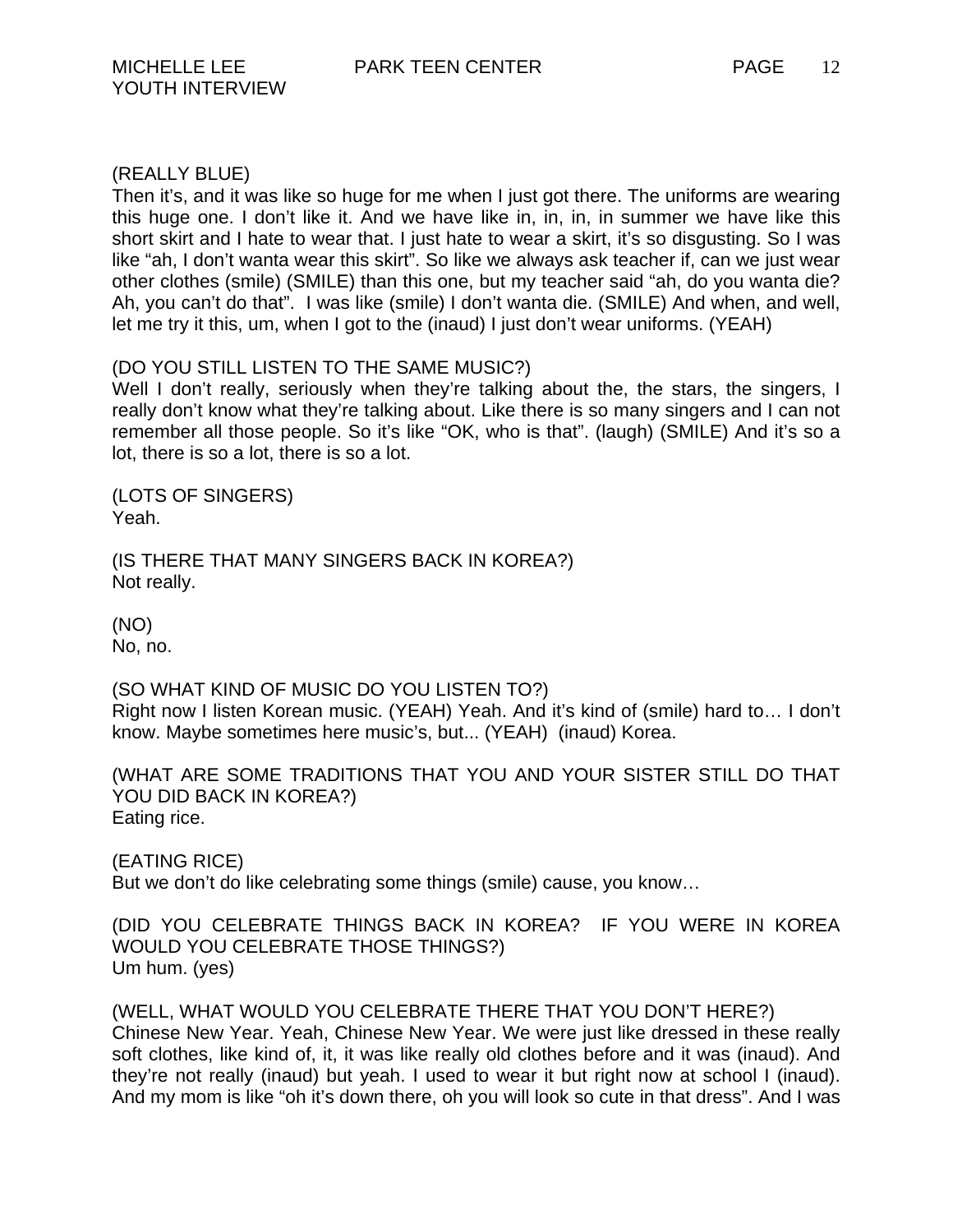(REALLY BLUE)
Then it's, and it was like so huge for me when I just got there. The uniforms are wearing this huge one. I don't like it. And we have like in, in, in, in summer we have like this short skirt and I hate to wear that. I just hate to wear a skirt, it's so disgusting. So I was like "ah, I don't wanta wear this skirt". So like we always ask teacher if, can we just wear other clothes (smile) (SMILE) than this one, but my teacher said "ah, do you wanta die? Ah, you can't do that". I was like (smile) I don't wanta die. (SMILE) And when, and well, let me try it this, um, when I got to the (inaud) I just don't wear uniforms. (YEAH)

(DO YOU STILL LISTEN TO THE SAME MUSIC?)
Well I don't really, seriously when they're talking about the, the stars, the singers, I really don't know what they're talking about. Like there is so many singers and I can not remember all those people. So it's like "OK, who is that". (laugh) (SMILE) And it's so a lot, there is so a lot, there is so a lot.

(LOTS OF SINGERS)
Yeah.

(IS THERE THAT MANY SINGERS BACK IN KOREA?)
Not really.

(NO)
No, no.

(SO WHAT KIND OF MUSIC DO YOU LISTEN TO?)
Right now I listen Korean music. (YEAH) Yeah. And it's kind of (smile) hard to… I don't know. Maybe sometimes here music's, but... (YEAH) (inaud) Korea.

(WHAT ARE SOME TRADITIONS THAT YOU AND YOUR SISTER STILL DO THAT YOU DID BACK IN KOREA?)
Eating rice.

(EATING RICE)
But we don't do like celebrating some things (smile) cause, you know…

(DID YOU CELEBRATE THINGS BACK IN KOREA? IF YOU WERE IN KOREA WOULD YOU CELEBRATE THOSE THINGS?)
Um hum. (yes)

(WELL, WHAT WOULD YOU CELEBRATE THERE THAT YOU DON'T HERE?)
Chinese New Year. Yeah, Chinese New Year. We were just like dressed in these really soft clothes, like kind of, it, it was like really old clothes before and it was (inaud). And they're not really (inaud) but yeah. I used to wear it but right now at school I (inaud). And my mom is like "oh it's down there, oh you will look so cute in that dress". And I was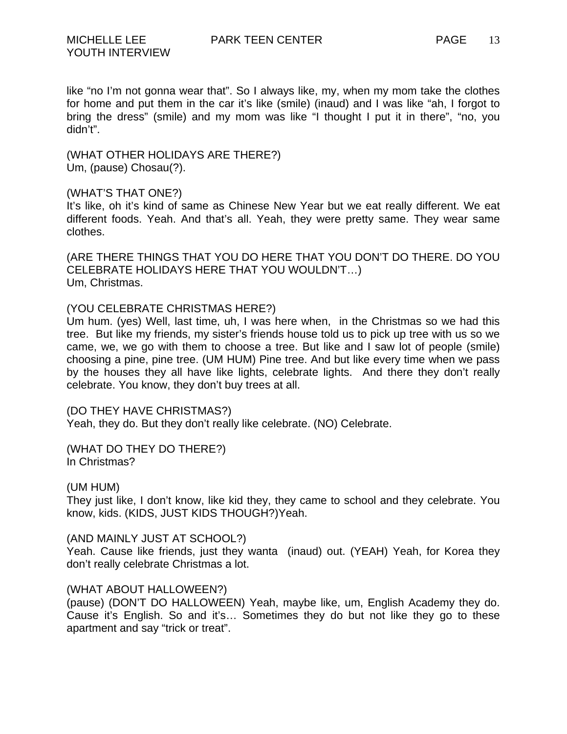like “no I’m not gonna wear that”. So I always like, my, when my mom take the clothes for home and put them in the car it’s like (smile) (inaud) and I was like “ah, I forgot to bring the dress” (smile) and my mom was like “I thought I put it in there”, “no, you didn’t”.

(WHAT OTHER HOLIDAYS ARE THERE?)
Um, (pause) Chosau(?).

(WHAT’S THAT ONE?)
It’s like, oh it’s kind of same as Chinese New Year but we eat really different. We eat different foods. Yeah. And that’s all. Yeah, they were pretty same. They wear same clothes.

(ARE THERE THINGS THAT YOU DO HERE THAT YOU DON’T DO THERE. DO YOU CELEBRATE HOLIDAYS HERE THAT YOU WOULDN’T…)
Um, Christmas.

(YOU CELEBRATE CHRISTMAS HERE?)
Um hum. (yes) Well, last time, uh, I was here when, in the Christmas so we had this tree. But like my friends, my sister’s friends house told us to pick up tree with us so we came, we, we go with them to choose a tree. But like and I saw lot of people (smile) choosing a pine, pine tree. (UM HUM) Pine tree. And but like every time when we pass by the houses they all have like lights, celebrate lights. And there they don’t really celebrate. You know, they don’t buy trees at all.

(DO THEY HAVE CHRISTMAS?)
Yeah, they do. But they don’t really like celebrate. (NO) Celebrate.

(WHAT DO THEY DO THERE?)
In Christmas?

(UM HUM)
They just like, I don’t know, like kid they, they came to school and they celebrate. You know, kids. (KIDS, JUST KIDS THOUGH?)Yeah.

(AND MAINLY JUST AT SCHOOL?)
Yeah. Cause like friends, just they wanta (inaud) out. (YEAH) Yeah, for Korea they don’t really celebrate Christmas a lot.

(WHAT ABOUT HALLOWEEN?)
(pause) (DON’T DO HALLOWEEN) Yeah, maybe like, um, English Academy they do. Cause it’s English. So and it’s… Sometimes they do but not like they go to these apartment and say “trick or treat”.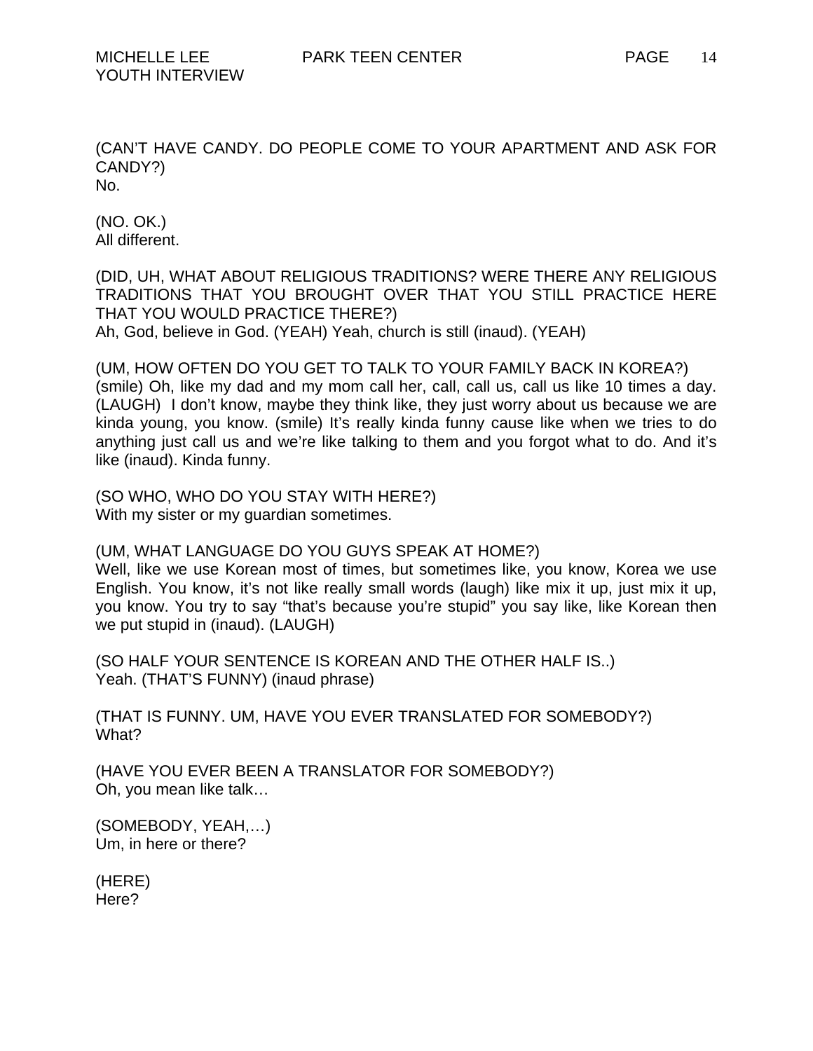(CAN'T HAVE CANDY. DO PEOPLE COME TO YOUR APARTMENT AND ASK FOR CANDY?)
No.

(NO. OK.)
All different.

(DID, UH, WHAT ABOUT RELIGIOUS TRADITIONS? WERE THERE ANY RELIGIOUS TRADITIONS THAT YOU BROUGHT OVER THAT YOU STILL PRACTICE HERE THAT YOU WOULD PRACTICE THERE?)
Ah, God, believe in God. (YEAH) Yeah, church is still (inaud). (YEAH)

(UM, HOW OFTEN DO YOU GET TO TALK TO YOUR FAMILY BACK IN KOREA?)
(smile) Oh, like my dad and my mom call her, call, call us, call us like 10 times a day. (LAUGH) I don't know, maybe they think like, they just worry about us because we are kinda young, you know. (smile) It's really kinda funny cause like when we tries to do anything just call us and we're like talking to them and you forgot what to do. And it's like (inaud). Kinda funny.

(SO WHO, WHO DO YOU STAY WITH HERE?)
With my sister or my guardian sometimes.

(UM, WHAT LANGUAGE DO YOU GUYS SPEAK AT HOME?)
Well, like we use Korean most of times, but sometimes like, you know, Korea we use English. You know, it's not like really small words (laugh) like mix it up, just mix it up, you know. You try to say "that's because you're stupid" you say like, like Korean then we put stupid in (inaud). (LAUGH)

(SO HALF YOUR SENTENCE IS KOREAN AND THE OTHER HALF IS..)
Yeah. (THAT'S FUNNY) (inaud phrase)

(THAT IS FUNNY. UM, HAVE YOU EVER TRANSLATED FOR SOMEBODY?)
What?

(HAVE YOU EVER BEEN A TRANSLATOR FOR SOMEBODY?)
Oh, you mean like talk…

(SOMEBODY, YEAH,…)
Um, in here or there?

(HERE)
Here?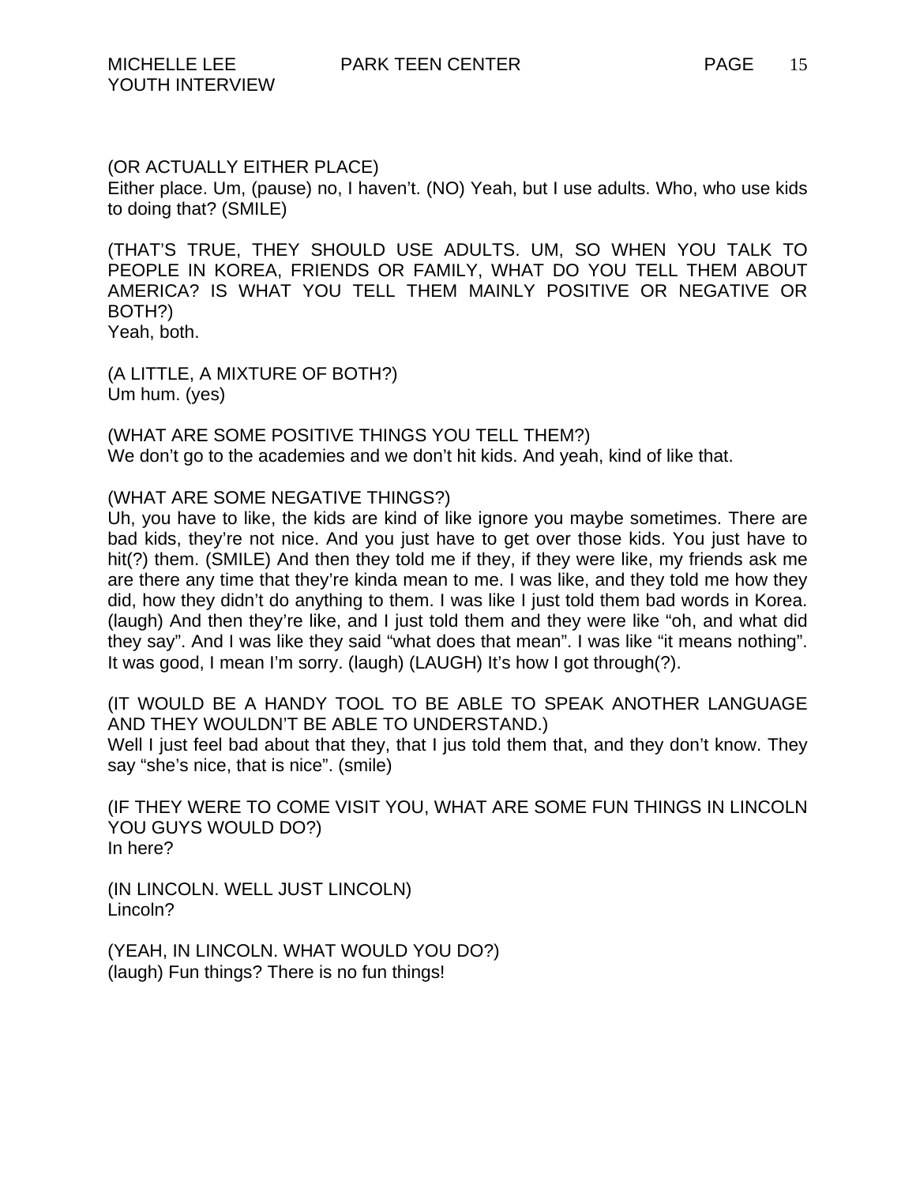(OR ACTUALLY EITHER PLACE)
Either place. Um, (pause) no, I haven't. (NO) Yeah, but I use adults. Who, who use kids to doing that? (SMILE)

(THAT'S TRUE, THEY SHOULD USE ADULTS. UM, SO WHEN YOU TALK TO PEOPLE IN KOREA, FRIENDS OR FAMILY, WHAT DO YOU TELL THEM ABOUT AMERICA? IS WHAT YOU TELL THEM MAINLY POSITIVE OR NEGATIVE OR BOTH?)
Yeah, both.

(A LITTLE, A MIXTURE OF BOTH?)
Um hum. (yes)

(WHAT ARE SOME POSITIVE THINGS YOU TELL THEM?)
We don't go to the academies and we don't hit kids. And yeah, kind of like that.

(WHAT ARE SOME NEGATIVE THINGS?)
Uh, you have to like, the kids are kind of like ignore you maybe sometimes. There are bad kids, they're not nice. And you just have to get over those kids. You just have to hit(?) them. (SMILE) And then they told me if they, if they were like, my friends ask me are there any time that they're kinda mean to me. I was like, and they told me how they did, how they didn't do anything to them. I was like I just told them bad words in Korea. (laugh) And then they're like, and I just told them and they were like "oh, and what did they say". And I was like they said "what does that mean". I was like "it means nothing". It was good, I mean I'm sorry. (laugh) (LAUGH) It's how I got through(?).

(IT WOULD BE A HANDY TOOL TO BE ABLE TO SPEAK ANOTHER LANGUAGE AND THEY WOULDN'T BE ABLE TO UNDERSTAND.)
Well I just feel bad about that they, that I jus told them that, and they don't know. They say "she's nice, that is nice". (smile)

(IF THEY WERE TO COME VISIT YOU, WHAT ARE SOME FUN THINGS IN LINCOLN YOU GUYS WOULD DO?)
In here?

(IN LINCOLN. WELL JUST LINCOLN)
Lincoln?

(YEAH, IN LINCOLN. WHAT WOULD YOU DO?)
(laugh) Fun things? There is no fun things!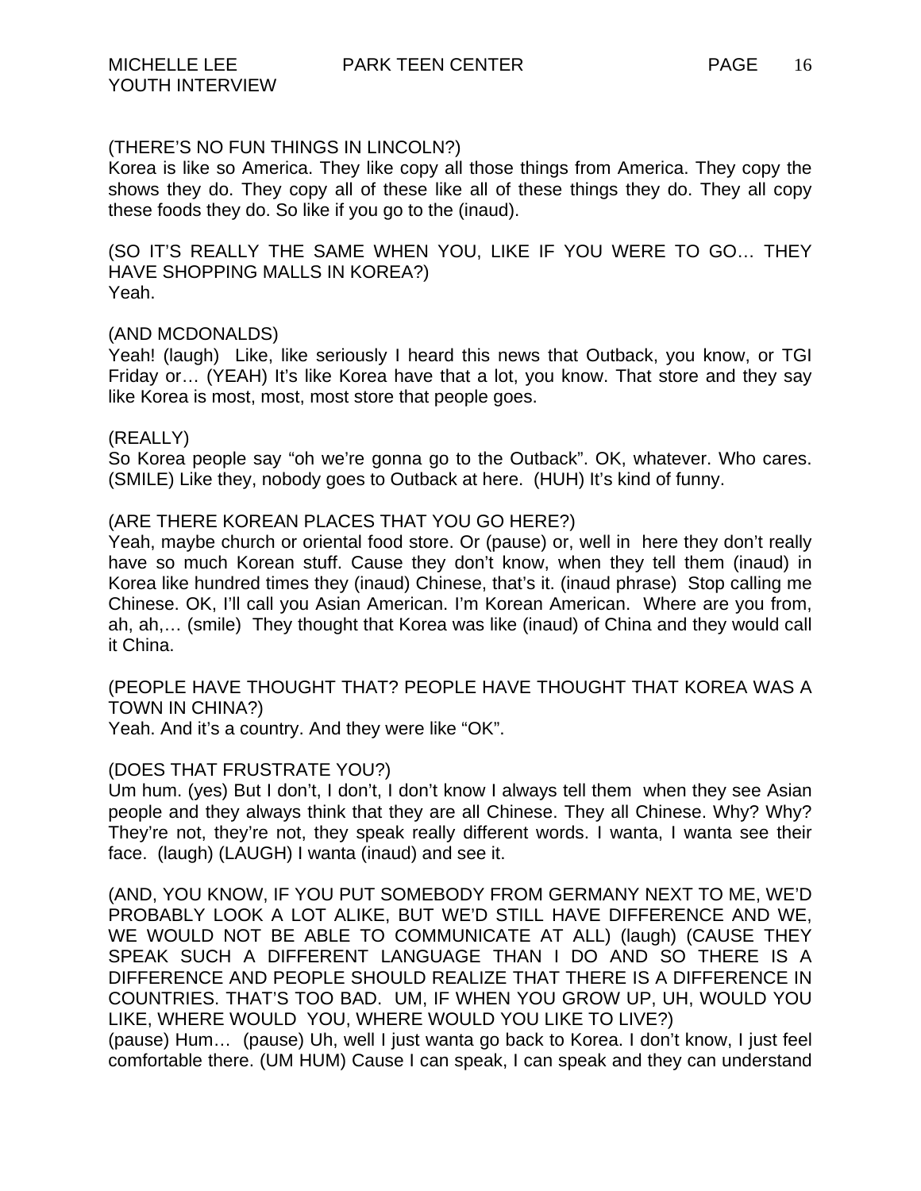(THERE'S NO FUN THINGS IN LINCOLN?)
Korea is like so America. They like copy all those things from America. They copy the shows they do. They copy all of these like all of these things they do. They all copy these foods they do. So like if you go to the (inaud).

(SO IT'S REALLY THE SAME WHEN YOU, LIKE IF YOU WERE TO GO… THEY HAVE SHOPPING MALLS IN KOREA?)
Yeah.

(AND MCDONALDS)
Yeah! (laugh) Like, like seriously I heard this news that Outback, you know, or TGI Friday or… (YEAH) It's like Korea have that a lot, you know. That store and they say like Korea is most, most, most store that people goes.

(REALLY)
So Korea people say "oh we're gonna go to the Outback". OK, whatever. Who cares. (SMILE) Like they, nobody goes to Outback at here. (HUH) It's kind of funny.

(ARE THERE KOREAN PLACES THAT YOU GO HERE?)
Yeah, maybe church or oriental food store. Or (pause) or, well in here they don't really have so much Korean stuff. Cause they don't know, when they tell them (inaud) in Korea like hundred times they (inaud) Chinese, that's it. (inaud phrase) Stop calling me Chinese. OK, I'll call you Asian American. I'm Korean American. Where are you from, ah, ah,… (smile) They thought that Korea was like (inaud) of China and they would call it China.

(PEOPLE HAVE THOUGHT THAT? PEOPLE HAVE THOUGHT THAT KOREA WAS A TOWN IN CHINA?)
Yeah. And it's a country. And they were like "OK".

(DOES THAT FRUSTRATE YOU?)
Um hum. (yes) But I don't, I don't, I don't know I always tell them when they see Asian people and they always think that they are all Chinese. They all Chinese. Why? Why? They're not, they're not, they speak really different words. I wanta, I wanta see their face. (laugh) (LAUGH) I wanta (inaud) and see it.

(AND, YOU KNOW, IF YOU PUT SOMEBODY FROM GERMANY NEXT TO ME, WE'D PROBABLY LOOK A LOT ALIKE, BUT WE'D STILL HAVE DIFFERENCE AND WE, WE WOULD NOT BE ABLE TO COMMUNICATE AT ALL) (laugh) (CAUSE THEY SPEAK SUCH A DIFFERENT LANGUAGE THAN I DO AND SO THERE IS A DIFFERENCE AND PEOPLE SHOULD REALIZE THAT THERE IS A DIFFERENCE IN COUNTRIES. THAT'S TOO BAD. UM, IF WHEN YOU GROW UP, UH, WOULD YOU LIKE, WHERE WOULD YOU, WHERE WOULD YOU LIKE TO LIVE?)
(pause) Hum… (pause) Uh, well I just wanta go back to Korea. I don't know, I just feel comfortable there. (UM HUM) Cause I can speak, I can speak and they can understand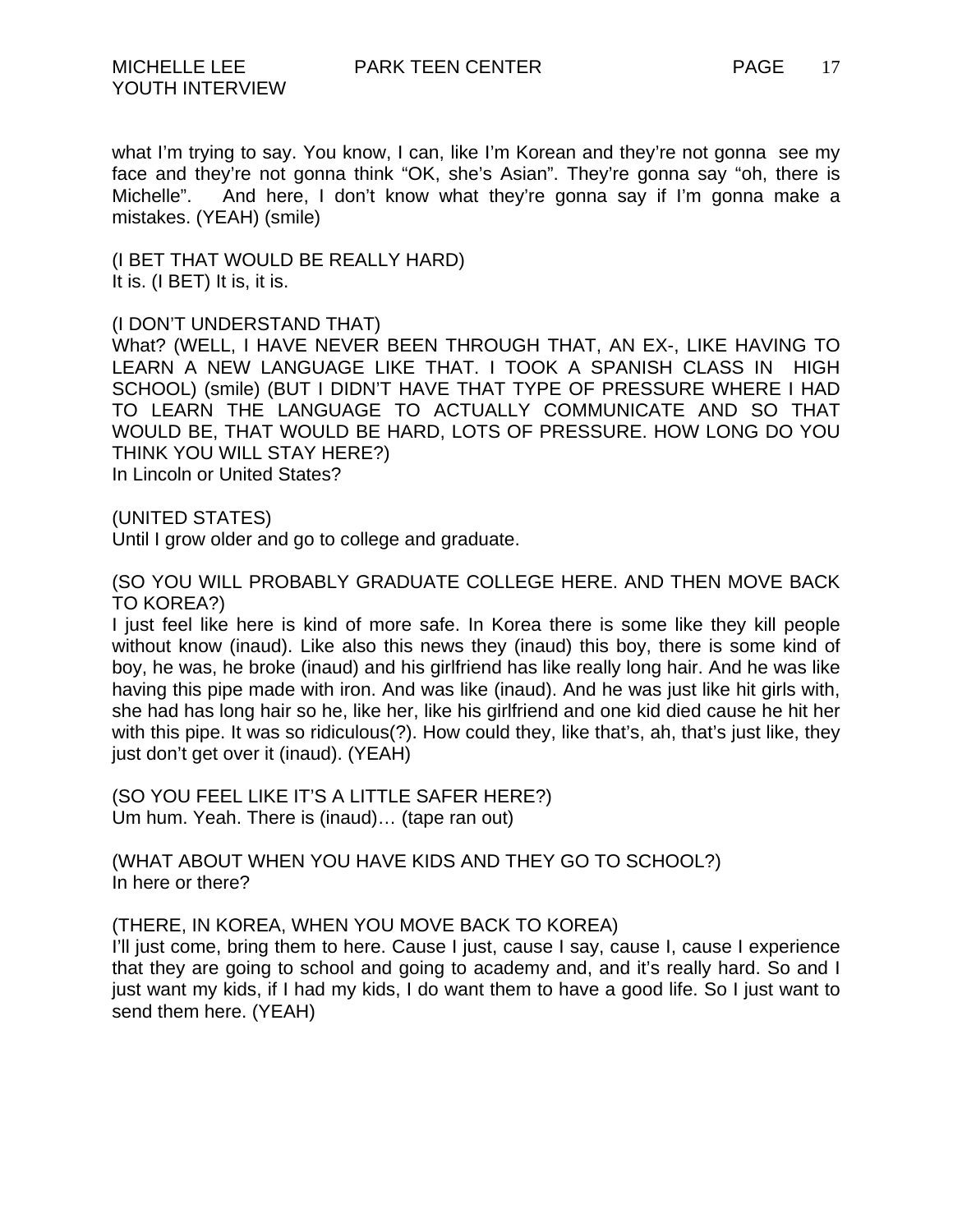what I'm trying to say. You know, I can, like I'm Korean and they're not gonna see my face and they're not gonna think "OK, she's Asian". They're gonna say "oh, there is Michelle". And here, I don't know what they're gonna say if I'm gonna make a mistakes. (YEAH) (smile)

(I BET THAT WOULD BE REALLY HARD)
It is. (I BET) It is, it is.

(I DON'T UNDERSTAND THAT)
What? (WELL, I HAVE NEVER BEEN THROUGH THAT, AN EX-, LIKE HAVING TO LEARN A NEW LANGUAGE LIKE THAT. I TOOK A SPANISH CLASS IN HIGH SCHOOL) (smile) (BUT I DIDN'T HAVE THAT TYPE OF PRESSURE WHERE I HAD TO LEARN THE LANGUAGE TO ACTUALLY COMMUNICATE AND SO THAT WOULD BE, THAT WOULD BE HARD, LOTS OF PRESSURE. HOW LONG DO YOU THINK YOU WILL STAY HERE?)
In Lincoln or United States?

(UNITED STATES)
Until I grow older and go to college and graduate.

(SO YOU WILL PROBABLY GRADUATE COLLEGE HERE. AND THEN MOVE BACK TO KOREA?)
I just feel like here is kind of more safe. In Korea there is some like they kill people without know (inaud). Like also this news they (inaud) this boy, there is some kind of boy, he was, he broke (inaud) and his girlfriend has like really long hair. And he was like having this pipe made with iron. And was like (inaud). And he was just like hit girls with, she had has long hair so he, like her, like his girlfriend and one kid died cause he hit her with this pipe. It was so ridiculous(?). How could they, like that's, ah, that's just like, they just don't get over it (inaud). (YEAH)

(SO YOU FEEL LIKE IT'S A LITTLE SAFER HERE?)
Um hum. Yeah. There is (inaud)… (tape ran out)

(WHAT ABOUT WHEN YOU HAVE KIDS AND THEY GO TO SCHOOL?)
In here or there?

(THERE, IN KOREA, WHEN YOU MOVE BACK TO KOREA)
I'll just come, bring them to here. Cause I just, cause I say, cause I, cause I experience that they are going to school and going to academy and, and it's really hard. So and I just want my kids, if I had my kids, I do want them to have a good life. So I just want to send them here. (YEAH)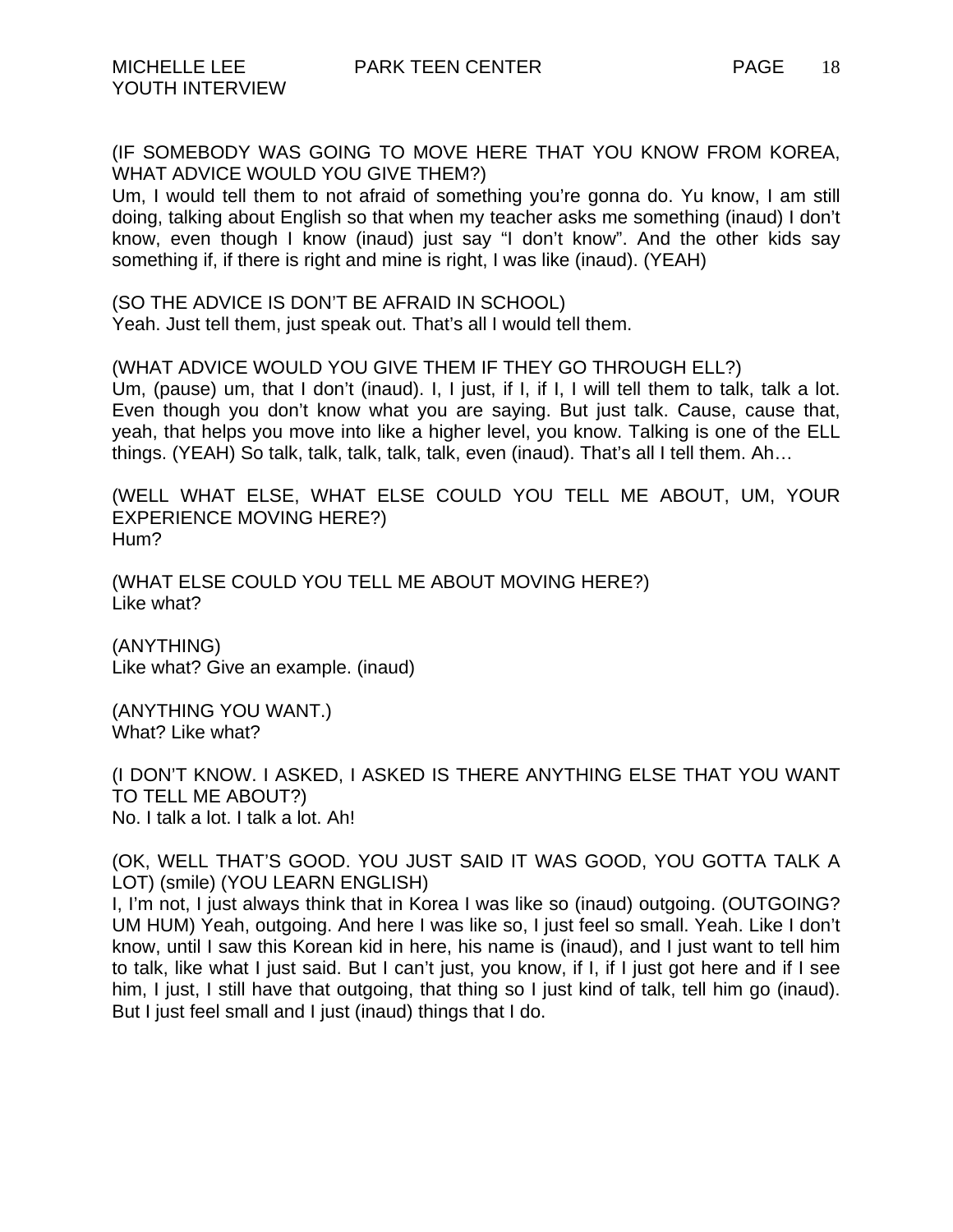(IF SOMEBODY WAS GOING TO MOVE HERE THAT YOU KNOW FROM KOREA, WHAT ADVICE WOULD YOU GIVE THEM?)
Um, I would tell them to not afraid of something you're gonna do. Yu know, I am still doing, talking about English so that when my teacher asks me something (inaud) I don't know, even though I know (inaud) just say "I don't know". And the other kids say something if, if there is right and mine is right, I was like (inaud). (YEAH)

(SO THE ADVICE IS DON'T BE AFRAID IN SCHOOL)
Yeah. Just tell them, just speak out. That's all I would tell them.

(WHAT ADVICE WOULD YOU GIVE THEM IF THEY GO THROUGH ELL?)
Um, (pause) um, that I don't (inaud). I, I just, if I, if I, I will tell them to talk, talk a lot. Even though you don't know what you are saying. But just talk. Cause, cause that, yeah, that helps you move into like a higher level, you know. Talking is one of the ELL things. (YEAH) So talk, talk, talk, talk, talk, even (inaud). That's all I tell them. Ah…

(WELL WHAT ELSE, WHAT ELSE COULD YOU TELL ME ABOUT, UM, YOUR EXPERIENCE MOVING HERE?)
Hum?

(WHAT ELSE COULD YOU TELL ME ABOUT MOVING HERE?)
Like what?

(ANYTHING)
Like what? Give an example. (inaud)

(ANYTHING YOU WANT.)
What? Like what?

(I DON'T KNOW. I ASKED, I ASKED IS THERE ANYTHING ELSE THAT YOU WANT TO TELL ME ABOUT?)
No. I talk a lot. I talk a lot. Ah!

(OK, WELL THAT'S GOOD. YOU JUST SAID IT WAS GOOD, YOU GOTTA TALK A LOT) (smile) (YOU LEARN ENGLISH)
I, I'm not, I just always think that in Korea I was like so (inaud) outgoing. (OUTGOING? UM HUM) Yeah, outgoing. And here I was like so, I just feel so small. Yeah. Like I don't know, until I saw this Korean kid in here, his name is (inaud), and I just want to tell him to talk, like what I just said. But I can't just, you know, if I, if I just got here and if I see him, I just, I still have that outgoing, that thing so I just kind of talk, tell him go (inaud). But I just feel small and I just (inaud) things that I do.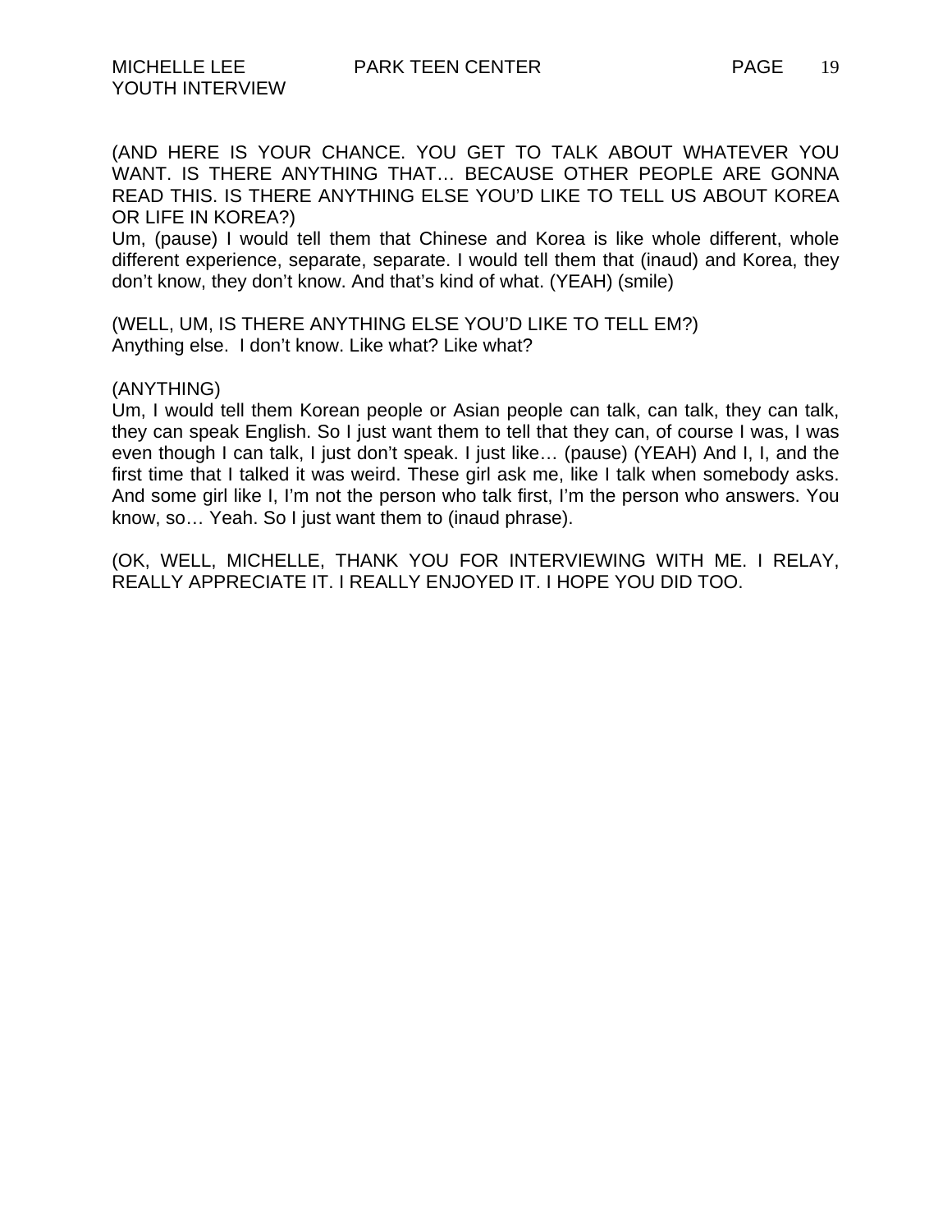(AND HERE IS YOUR CHANCE. YOU GET TO TALK ABOUT WHATEVER YOU WANT. IS THERE ANYTHING THAT… BECAUSE OTHER PEOPLE ARE GONNA READ THIS. IS THERE ANYTHING ELSE YOU'D LIKE TO TELL US ABOUT KOREA OR LIFE IN KOREA?)
Um, (pause) I would tell them that Chinese and Korea is like whole different, whole different experience, separate, separate. I would tell them that (inaud) and Korea, they don't know, they don't know. And that's kind of what. (YEAH) (smile)

(WELL, UM, IS THERE ANYTHING ELSE YOU'D LIKE TO TELL EM?)
Anything else. I don't know. Like what? Like what?

(ANYTHING)
Um, I would tell them Korean people or Asian people can talk, can talk, they can talk, they can speak English. So I just want them to tell that they can, of course I was, I was even though I can talk, I just don't speak. I just like… (pause) (YEAH) And I, I, and the first time that I talked it was weird. These girl ask me, like I talk when somebody asks. And some girl like I, I'm not the person who talk first, I'm the person who answers. You know, so… Yeah. So I just want them to (inaud phrase).

(OK, WELL, MICHELLE, THANK YOU FOR INTERVIEWING WITH ME. I RELAY, REALLY APPRECIATE IT. I REALLY ENJOYED IT. I HOPE YOU DID TOO.